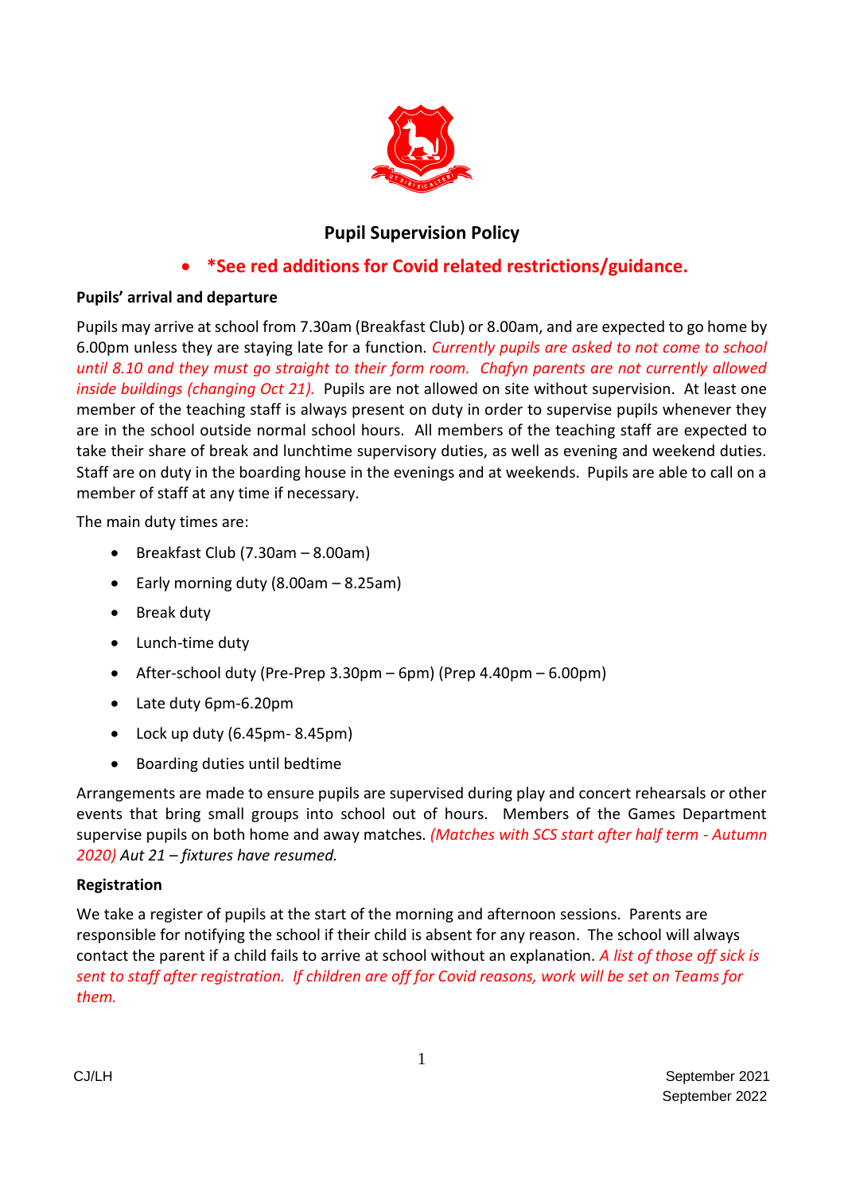# Pupil Supervision Policy

- ***See red additions for Covid related restrictions/guidance.**

**Pupils' arrival and departure**

Pupils may arrive at school from 7.30am (Breakfast Club) or 8.00am, and are expected to go home by 6.00pm unless they are staying late for a function. *Currently pupils are asked to not come to school until 8.10 and they must go straight to their form room. Chafyn parents are not currently allowed inside buildings (changing Oct 21).* Pupils are not allowed on site without supervision. At least one member of the teaching staff is always present on duty in order to supervise pupils whenever they are in the school outside normal school hours. All members of the teaching staff are expected to take their share of break and lunchtime supervisory duties, as well as evening and weekend duties. Staff are on duty in the boarding house in the evenings and at weekends. Pupils are able to call on a member of staff at any time if necessary.

The main duty times are:

- Breakfast Club (7.30am – 8.00am)
- Early morning duty (8.00am – 8.25am)
- Break duty
- Lunch-time duty
- After-school duty (Pre-Prep 3.30pm – 6pm) (Prep 4.40pm – 6.00pm)
- Late duty 6pm-6.20pm
- Lock up duty (6.45pm- 8.45pm)
- Boarding duties until bedtime

Arrangements are made to ensure pupils are supervised during play and concert rehearsals or other events that bring small groups into school out of hours. Members of the Games Department supervise pupils on both home and away matches. *(Matches with SCS start after half term - Autumn 2020) Aut 21 – fixtures have resumed.*

**Registration**

We take a register of pupils at the start of the morning and afternoon sessions. Parents are responsible for notifying the school if their child is absent for any reason. The school will always contact the parent if a child fails to arrive at school without an explanation. *A list of those off sick is sent to staff after registration. If children are off for Covid reasons, work will be set on Teams for them.*

CJ/LH

September 2021
September 2022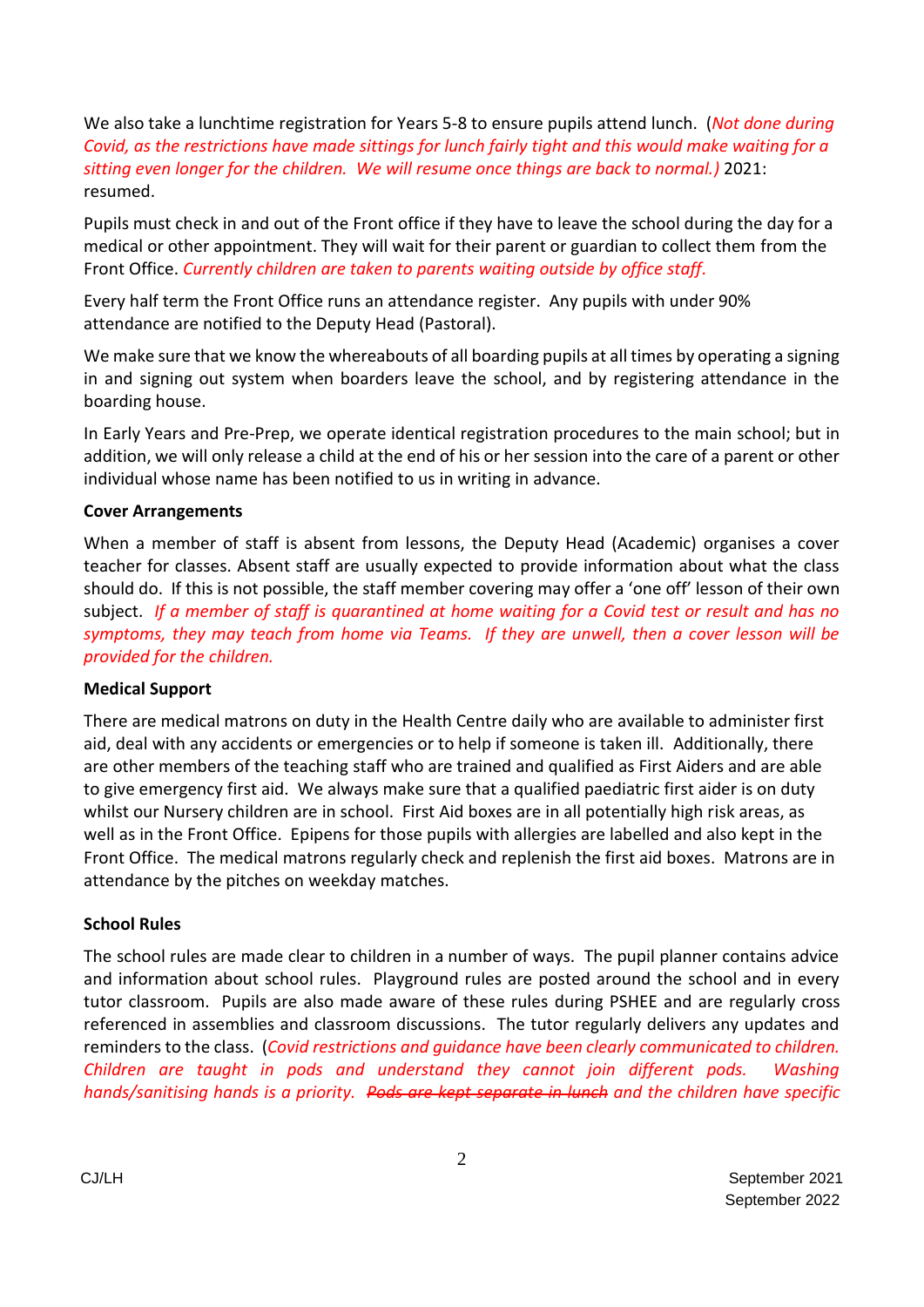We also take a lunchtime registration for Years 5-8 to ensure pupils attend lunch. (*Not done during Covid, as the restrictions have made sittings for lunch fairly tight and this would make waiting for a sitting even longer for the children. We will resume once things are back to normal.)* 2021: resumed.

Pupils must check in and out of the Front office if they have to leave the school during the day for a medical or other appointment. They will wait for their parent or guardian to collect them from the Front Office. *Currently children are taken to parents waiting outside by office staff.*

Every half term the Front Office runs an attendance register. Any pupils with under 90% attendance are notified to the Deputy Head (Pastoral).

We make sure that we know the whereabouts of all boarding pupils at all times by operating a signing in and signing out system when boarders leave the school, and by registering attendance in the boarding house.

In Early Years and Pre-Prep, we operate identical registration procedures to the main school; but in addition, we will only release a child at the end of his or her session into the care of a parent or other individual whose name has been notified to us in writing in advance.

**Cover Arrangements**

When a member of staff is absent from lessons, the Deputy Head (Academic) organises a cover teacher for classes. Absent staff are usually expected to provide information about what the class should do. If this is not possible, the staff member covering may offer a 'one off' lesson of their own subject. *If a member of staff is quarantined at home waiting for a Covid test or result and has no symptoms, they may teach from home via Teams. If they are unwell, then a cover lesson will be provided for the children.*

**Medical Support**

There are medical matrons on duty in the Health Centre daily who are available to administer first aid, deal with any accidents or emergencies or to help if someone is taken ill. Additionally, there are other members of the teaching staff who are trained and qualified as First Aiders and are able to give emergency first aid. We always make sure that a qualified paediatric first aider is on duty whilst our Nursery children are in school. First Aid boxes are in all potentially high risk areas, as well as in the Front Office. Epipens for those pupils with allergies are labelled and also kept in the Front Office. The medical matrons regularly check and replenish the first aid boxes. Matrons are in attendance by the pitches on weekday matches.

**School Rules**

The school rules are made clear to children in a number of ways. The pupil planner contains advice and information about school rules. Playground rules are posted around the school and in every tutor classroom. Pupils are also made aware of these rules during PSHEE and are regularly cross referenced in assemblies and classroom discussions. The tutor regularly delivers any updates and reminders to the class. (*Covid restrictions and guidance have been clearly communicated to children. Children are taught in pods and understand they cannot join different pods. Washing hands/sanitising hands is a priority.* ~~*Pods are kept separate in lunch*~~ *and the children have specific*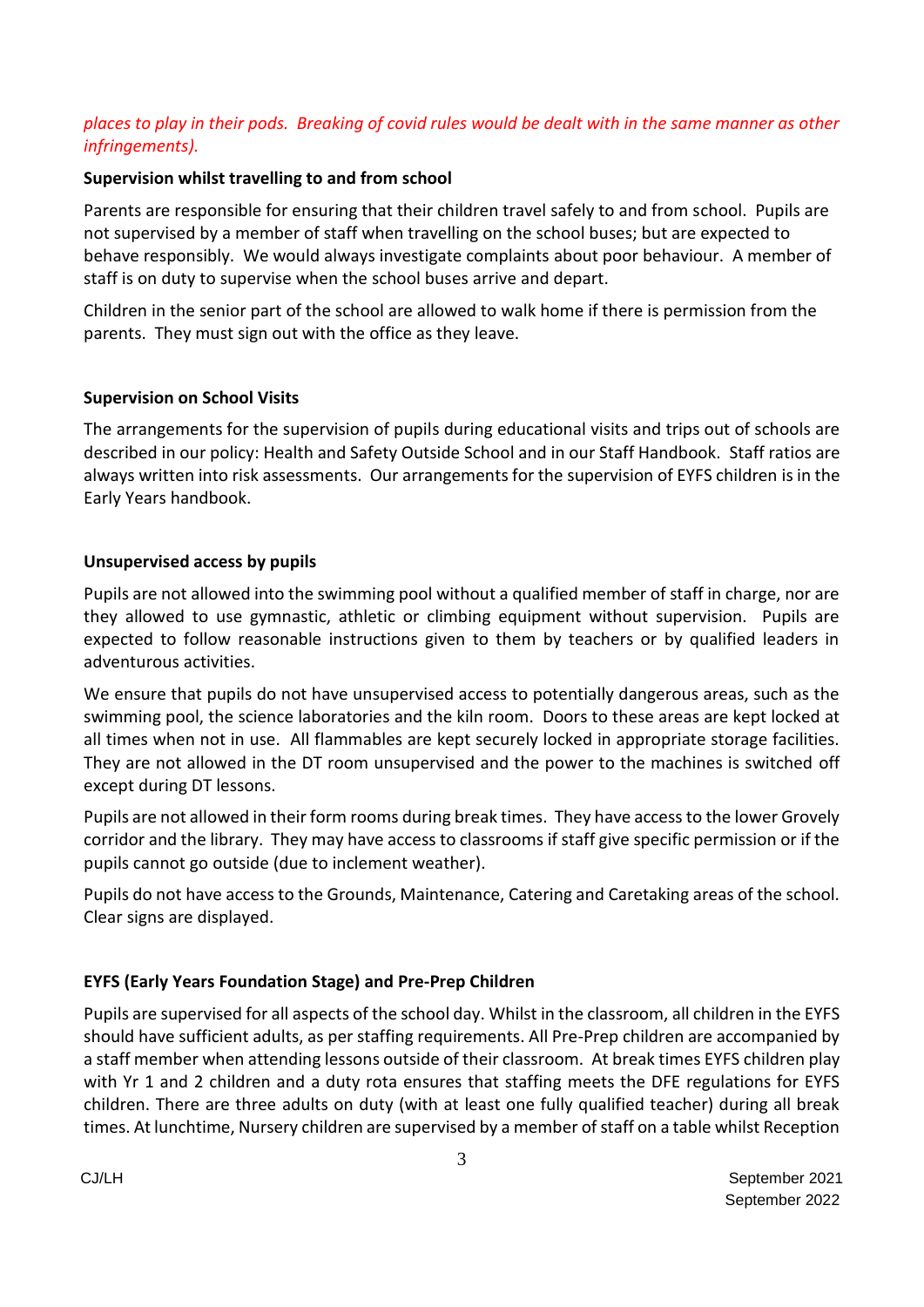*places to play in their pods. Breaking of covid rules would be dealt with in the same manner as other infringements).*

**Supervision whilst travelling to and from school**

Parents are responsible for ensuring that their children travel safely to and from school. Pupils are not supervised by a member of staff when travelling on the school buses; but are expected to behave responsibly. We would always investigate complaints about poor behaviour. A member of staff is on duty to supervise when the school buses arrive and depart.

Children in the senior part of the school are allowed to walk home if there is permission from the parents. They must sign out with the office as they leave.

**Supervision on School Visits**

The arrangements for the supervision of pupils during educational visits and trips out of schools are described in our policy: Health and Safety Outside School and in our Staff Handbook. Staff ratios are always written into risk assessments. Our arrangements for the supervision of EYFS children is in the Early Years handbook.

**Unsupervised access by pupils**

Pupils are not allowed into the swimming pool without a qualified member of staff in charge, nor are they allowed to use gymnastic, athletic or climbing equipment without supervision. Pupils are expected to follow reasonable instructions given to them by teachers or by qualified leaders in adventurous activities.

We ensure that pupils do not have unsupervised access to potentially dangerous areas, such as the swimming pool, the science laboratories and the kiln room. Doors to these areas are kept locked at all times when not in use. All flammables are kept securely locked in appropriate storage facilities. They are not allowed in the DT room unsupervised and the power to the machines is switched off except during DT lessons.

Pupils are not allowed in their form rooms during break times. They have access to the lower Grovely corridor and the library. They may have access to classrooms if staff give specific permission or if the pupils cannot go outside (due to inclement weather).

Pupils do not have access to the Grounds, Maintenance, Catering and Caretaking areas of the school. Clear signs are displayed.

**EYFS (Early Years Foundation Stage) and Pre-Prep Children**

Pupils are supervised for all aspects of the school day. Whilst in the classroom, all children in the EYFS should have sufficient adults, as per staffing requirements. All Pre-Prep children are accompanied by a staff member when attending lessons outside of their classroom. At break times EYFS children play with Yr 1 and 2 children and a duty rota ensures that staffing meets the DFE regulations for EYFS children. There are three adults on duty (with at least one fully qualified teacher) during all break times. At lunchtime, Nursery children are supervised by a member of staff on a table whilst Reception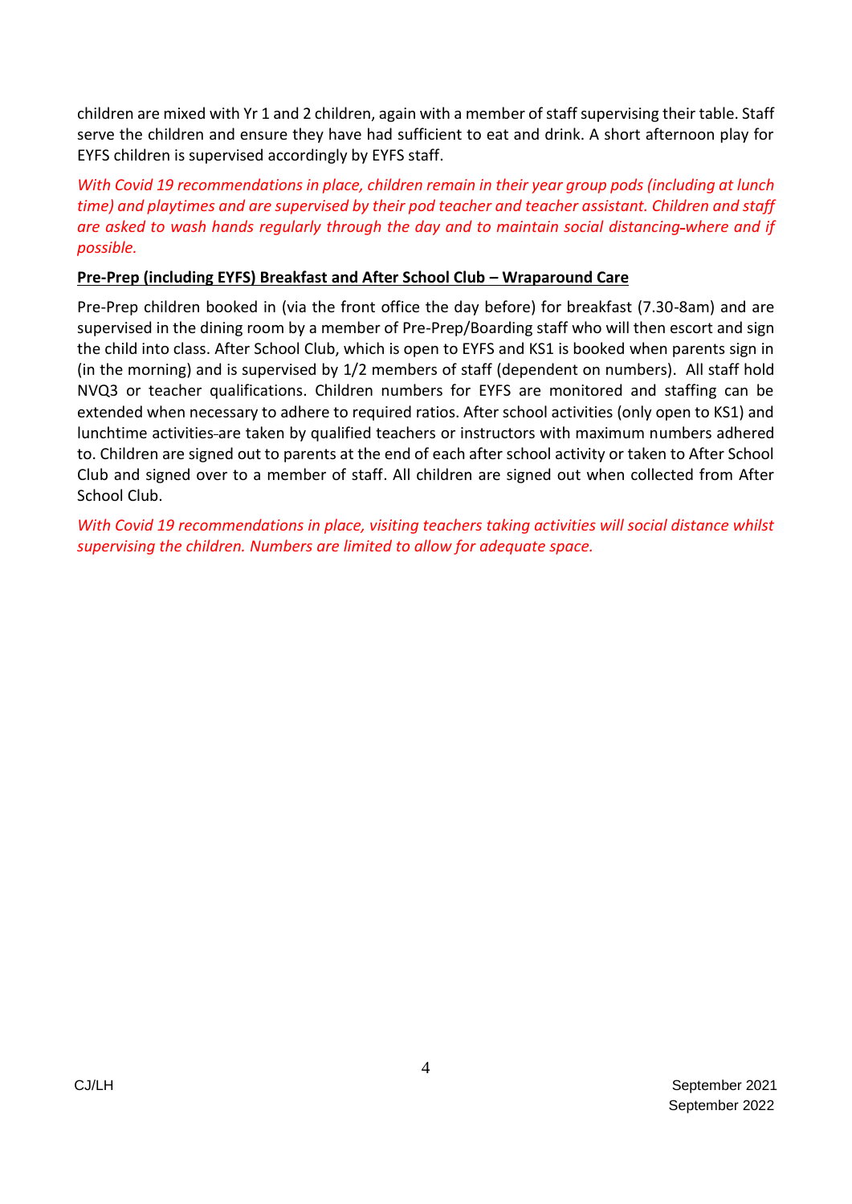children are mixed with Yr 1 and 2 children, again with a member of staff supervising their table. Staff serve the children and ensure they have had sufficient to eat and drink. A short afternoon play for EYFS children is supervised accordingly by EYFS staff.

*With Covid 19 recommendations in place, children remain in their year group pods (including at lunch time) and playtimes and are supervised by their pod teacher and teacher assistant. Children and staff are asked to wash hands regularly through the day and to maintain social distancing where and if possible.*

**Pre-Prep (including EYFS) Breakfast and After School Club – Wraparound Care**

Pre-Prep children booked in (via the front office the day before) for breakfast (7.30-8am) and are supervised in the dining room by a member of Pre-Prep/Boarding staff who will then escort and sign the child into class. After School Club, which is open to EYFS and KS1 is booked when parents sign in (in the morning) and is supervised by 1/2 members of staff (dependent on numbers). All staff hold NVQ3 or teacher qualifications. Children numbers for EYFS are monitored and staffing can be extended when necessary to adhere to required ratios. After school activities (only open to KS1) and lunchtime activities are taken by qualified teachers or instructors with maximum numbers adhered to. Children are signed out to parents at the end of each after school activity or taken to After School Club and signed over to a member of staff. All children are signed out when collected from After School Club.

*With Covid 19 recommendations in place, visiting teachers taking activities will social distance whilst supervising the children. Numbers are limited to allow for adequate space.*

CJ/LH

September 2021
September 2022